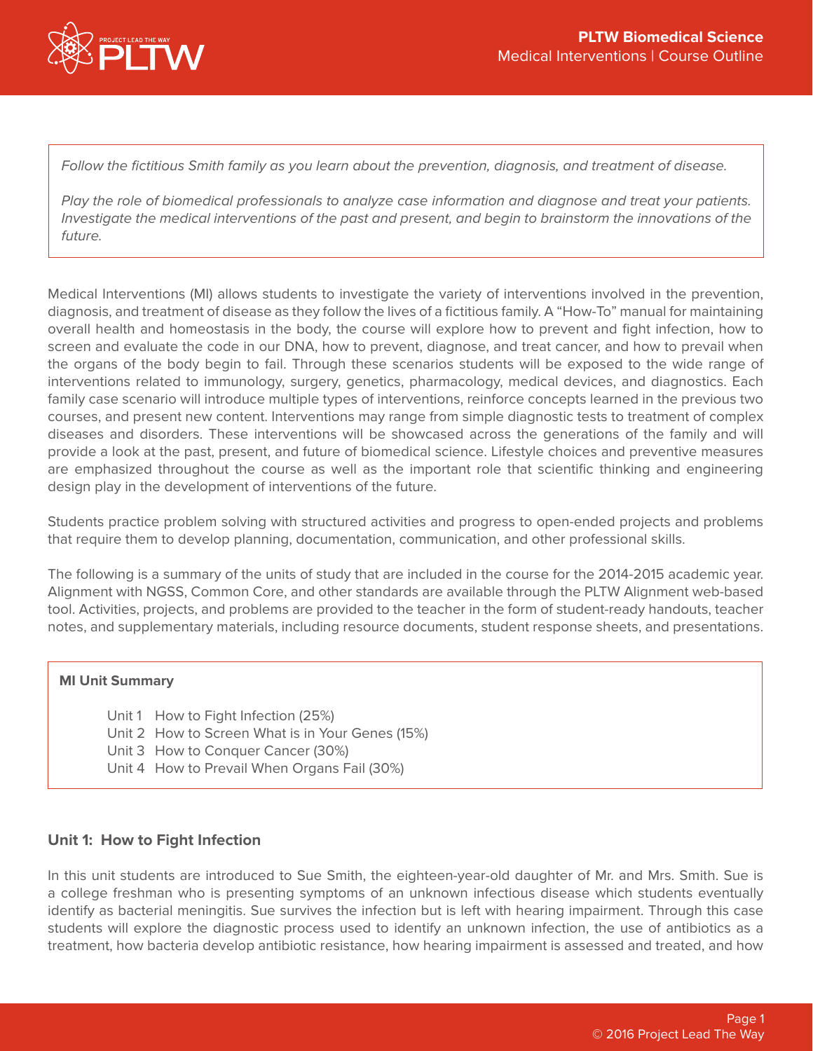*Follow the fictitious Smith family as you learn about the prevention, diagnosis, and treatment of disease.*

*Play the role of biomedical professionals to analyze case information and diagnose and treat your patients. Investigate the medical interventions of the past and present, and begin to brainstorm the innovations of the future.*

Medical Interventions (MI) allows students to investigate the variety of interventions involved in the prevention, diagnosis, and treatment of disease as they follow the lives of a fictitious family. A "How-To" manual for maintaining overall health and homeostasis in the body, the course will explore how to prevent and fight infection, how to screen and evaluate the code in our DNA, how to prevent, diagnose, and treat cancer, and how to prevail when the organs of the body begin to fail. Through these scenarios students will be exposed to the wide range of interventions related to immunology, surgery, genetics, pharmacology, medical devices, and diagnostics. Each family case scenario will introduce multiple types of interventions, reinforce concepts learned in the previous two courses, and present new content. Interventions may range from simple diagnostic tests to treatment of complex diseases and disorders. These interventions will be showcased across the generations of the family and will provide a look at the past, present, and future of biomedical science. Lifestyle choices and preventive measures are emphasized throughout the course as well as the important role that scientific thinking and engineering design play in the development of interventions of the future.

Students practice problem solving with structured activities and progress to open-ended projects and problems that require them to develop planning, documentation, communication, and other professional skills.

The following is a summary of the units of study that are included in the course for the 2014-2015 academic year. Alignment with NGSS, Common Core, and other standards are available through the PLTW Alignment web-based tool. Activities, projects, and problems are provided to the teacher in the form of student-ready handouts, teacher notes, and supplementary materials, including resource documents, student response sheets, and presentations.

**MI Unit Summary**

- Unit 1 How to Fight Infection (25%)
- Unit 2 How to Screen What is in Your Genes (15%)
- Unit 3 How to Conquer Cancer (30%)
- Unit 4 How to Prevail When Organs Fail (30%)

## Unit 1: How to Fight Infection

In this unit students are introduced to Sue Smith, the eighteen-year-old daughter of Mr. and Mrs. Smith. Sue is a college freshman who is presenting symptoms of an unknown infectious disease which students eventually identify as bacterial meningitis. Sue survives the infection but is left with hearing impairment. Through this case students will explore the diagnostic process used to identify an unknown infection, the use of antibiotics as a treatment, how bacteria develop antibiotic resistance, how hearing impairment is assessed and treated, and how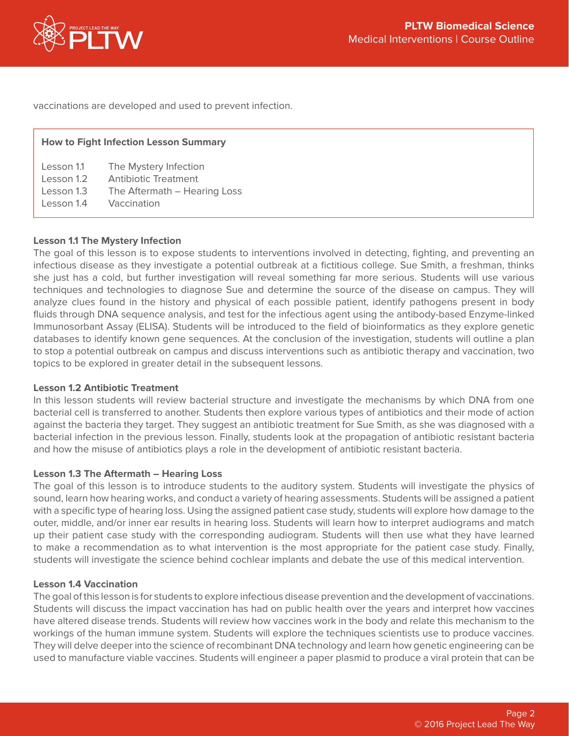vaccinations are developed and used to prevent infection.

**How to Fight Infection Lesson Summary**

| | |
|---|---|
| Lesson 1.1 | The Mystery Infection |
| Lesson 1.2 | Antibiotic Treatment |
| Lesson 1.3 | The Aftermath – Hearing Loss |
| Lesson 1.4 | Vaccination |

**Lesson 1.1 The Mystery Infection**

The goal of this lesson is to expose students to interventions involved in detecting, fighting, and preventing an infectious disease as they investigate a potential outbreak at a fictitious college. Sue Smith, a freshman, thinks she just has a cold, but further investigation will reveal something far more serious. Students will use various techniques and technologies to diagnose Sue and determine the source of the disease on campus. They will analyze clues found in the history and physical of each possible patient, identify pathogens present in body fluids through DNA sequence analysis, and test for the infectious agent using the antibody-based Enzyme-linked Immunosorbant Assay (ELISA). Students will be introduced to the field of bioinformatics as they explore genetic databases to identify known gene sequences. At the conclusion of the investigation, students will outline a plan to stop a potential outbreak on campus and discuss interventions such as antibiotic therapy and vaccination, two topics to be explored in greater detail in the subsequent lessons.

**Lesson 1.2 Antibiotic Treatment**

In this lesson students will review bacterial structure and investigate the mechanisms by which DNA from one bacterial cell is transferred to another. Students then explore various types of antibiotics and their mode of action against the bacteria they target. They suggest an antibiotic treatment for Sue Smith, as she was diagnosed with a bacterial infection in the previous lesson. Finally, students look at the propagation of antibiotic resistant bacteria and how the misuse of antibiotics plays a role in the development of antibiotic resistant bacteria.

**Lesson 1.3 The Aftermath – Hearing Loss**

The goal of this lesson is to introduce students to the auditory system. Students will investigate the physics of sound, learn how hearing works, and conduct a variety of hearing assessments. Students will be assigned a patient with a specific type of hearing loss. Using the assigned patient case study, students will explore how damage to the outer, middle, and/or inner ear results in hearing loss. Students will learn how to interpret audiograms and match up their patient case study with the corresponding audiogram. Students will then use what they have learned to make a recommendation as to what intervention is the most appropriate for the patient case study. Finally, students will investigate the science behind cochlear implants and debate the use of this medical intervention.

**Lesson 1.4 Vaccination**

The goal of this lesson is for students to explore infectious disease prevention and the development of vaccinations. Students will discuss the impact vaccination has had on public health over the years and interpret how vaccines have altered disease trends. Students will review how vaccines work in the body and relate this mechanism to the workings of the human immune system. Students will explore the techniques scientists use to produce vaccines. They will delve deeper into the science of recombinant DNA technology and learn how genetic engineering can be used to manufacture viable vaccines. Students will engineer a paper plasmid to produce a viral protein that can be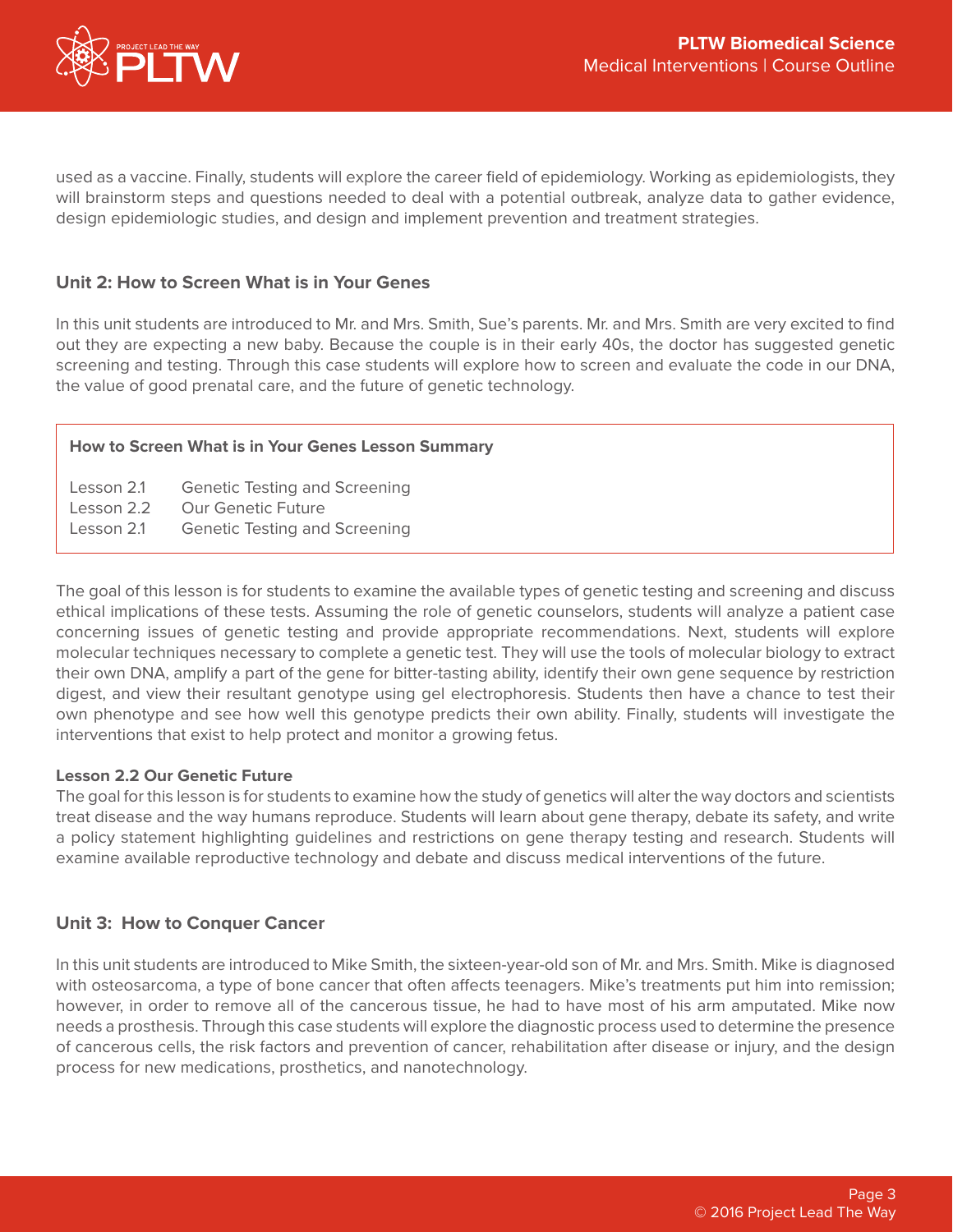used as a vaccine. Finally, students will explore the career field of epidemiology. Working as epidemiologists, they will brainstorm steps and questions needed to deal with a potential outbreak, analyze data to gather evidence, design epidemiologic studies, and design and implement prevention and treatment strategies.

### Unit 2: How to Screen What is in Your Genes

In this unit students are introduced to Mr. and Mrs. Smith, Sue's parents. Mr. and Mrs. Smith are very excited to find out they are expecting a new baby. Because the couple is in their early 40s, the doctor has suggested genetic screening and testing. Through this case students will explore how to screen and evaluate the code in our DNA, the value of good prenatal care, and the future of genetic technology.

**How to Screen What is in Your Genes Lesson Summary**

| | |
|---|---|
| Lesson 2.1 | Genetic Testing and Screening |
| Lesson 2.2 | Our Genetic Future |
| Lesson 2.1 | Genetic Testing and Screening |

The goal of this lesson is for students to examine the available types of genetic testing and screening and discuss ethical implications of these tests. Assuming the role of genetic counselors, students will analyze a patient case concerning issues of genetic testing and provide appropriate recommendations. Next, students will explore molecular techniques necessary to complete a genetic test. They will use the tools of molecular biology to extract their own DNA, amplify a part of the gene for bitter-tasting ability, identify their own gene sequence by restriction digest, and view their resultant genotype using gel electrophoresis. Students then have a chance to test their own phenotype and see how well this genotype predicts their own ability. Finally, students will investigate the interventions that exist to help protect and monitor a growing fetus.

**Lesson 2.2 Our Genetic Future**

The goal for this lesson is for students to examine how the study of genetics will alter the way doctors and scientists treat disease and the way humans reproduce. Students will learn about gene therapy, debate its safety, and write a policy statement highlighting guidelines and restrictions on gene therapy testing and research. Students will examine available reproductive technology and debate and discuss medical interventions of the future.

### Unit 3: How to Conquer Cancer

In this unit students are introduced to Mike Smith, the sixteen-year-old son of Mr. and Mrs. Smith. Mike is diagnosed with osteosarcoma, a type of bone cancer that often affects teenagers. Mike's treatments put him into remission; however, in order to remove all of the cancerous tissue, he had to have most of his arm amputated. Mike now needs a prosthesis. Through this case students will explore the diagnostic process used to determine the presence of cancerous cells, the risk factors and prevention of cancer, rehabilitation after disease or injury, and the design process for new medications, prosthetics, and nanotechnology.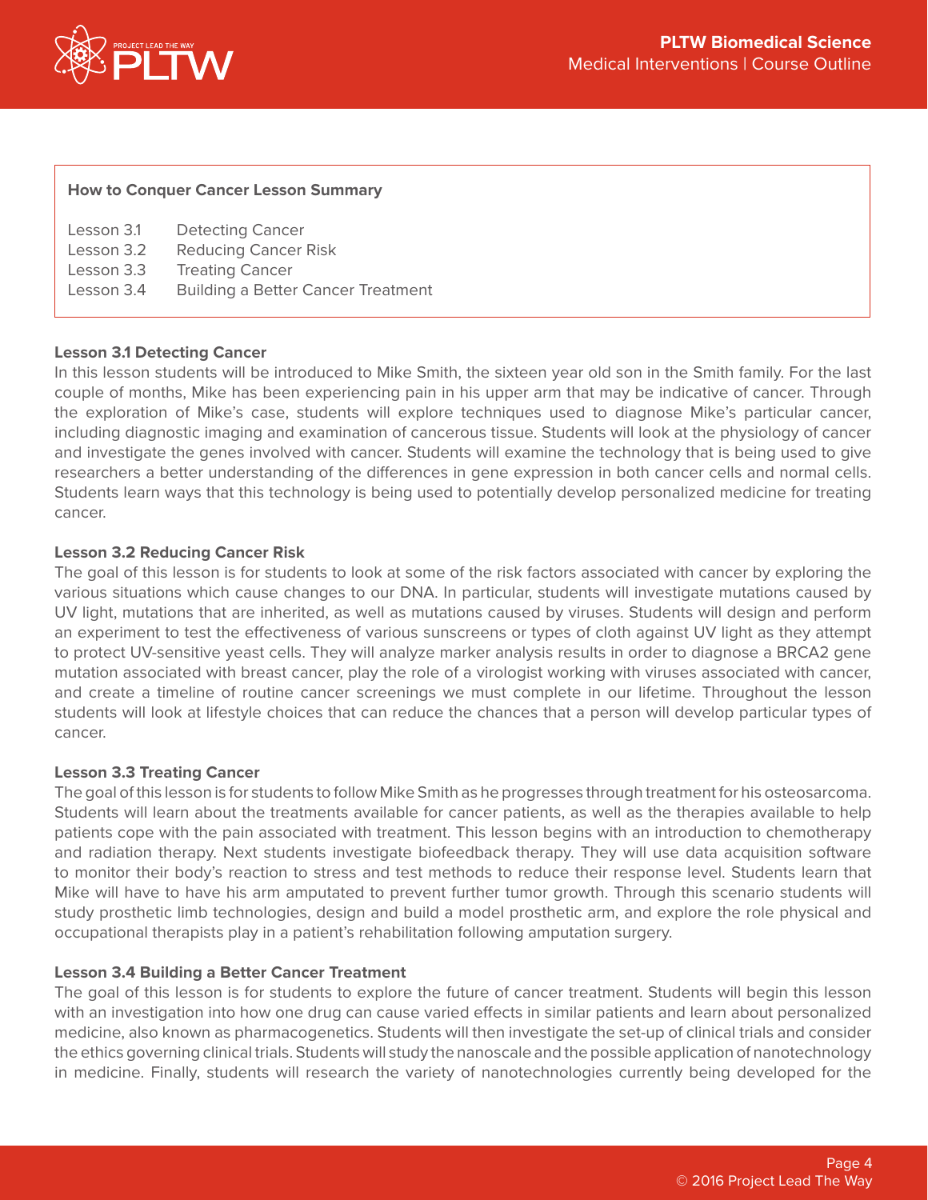**How to Conquer Cancer Lesson Summary**

| | |
|---|---|
| Lesson 3.1 | Detecting Cancer |
| Lesson 3.2 | Reducing Cancer Risk |
| Lesson 3.3 | Treating Cancer |
| Lesson 3.4 | Building a Better Cancer Treatment |

### Lesson 3.1 Detecting Cancer

In this lesson students will be introduced to Mike Smith, the sixteen year old son in the Smith family. For the last couple of months, Mike has been experiencing pain in his upper arm that may be indicative of cancer. Through the exploration of Mike's case, students will explore techniques used to diagnose Mike's particular cancer, including diagnostic imaging and examination of cancerous tissue. Students will look at the physiology of cancer and investigate the genes involved with cancer. Students will examine the technology that is being used to give researchers a better understanding of the differences in gene expression in both cancer cells and normal cells. Students learn ways that this technology is being used to potentially develop personalized medicine for treating cancer.

### Lesson 3.2 Reducing Cancer Risk

The goal of this lesson is for students to look at some of the risk factors associated with cancer by exploring the various situations which cause changes to our DNA. In particular, students will investigate mutations caused by UV light, mutations that are inherited, as well as mutations caused by viruses. Students will design and perform an experiment to test the effectiveness of various sunscreens or types of cloth against UV light as they attempt to protect UV-sensitive yeast cells. They will analyze marker analysis results in order to diagnose a BRCA2 gene mutation associated with breast cancer, play the role of a virologist working with viruses associated with cancer, and create a timeline of routine cancer screenings we must complete in our lifetime. Throughout the lesson students will look at lifestyle choices that can reduce the chances that a person will develop particular types of cancer.

### Lesson 3.3 Treating Cancer

The goal of this lesson is for students to follow Mike Smith as he progresses through treatment for his osteosarcoma. Students will learn about the treatments available for cancer patients, as well as the therapies available to help patients cope with the pain associated with treatment. This lesson begins with an introduction to chemotherapy and radiation therapy. Next students investigate biofeedback therapy. They will use data acquisition software to monitor their body's reaction to stress and test methods to reduce their response level. Students learn that Mike will have to have his arm amputated to prevent further tumor growth. Through this scenario students will study prosthetic limb technologies, design and build a model prosthetic arm, and explore the role physical and occupational therapists play in a patient's rehabilitation following amputation surgery.

### Lesson 3.4 Building a Better Cancer Treatment

The goal of this lesson is for students to explore the future of cancer treatment. Students will begin this lesson with an investigation into how one drug can cause varied effects in similar patients and learn about personalized medicine, also known as pharmacogenetics. Students will then investigate the set-up of clinical trials and consider the ethics governing clinical trials. Students will study the nanoscale and the possible application of nanotechnology in medicine. Finally, students will research the variety of nanotechnologies currently being developed for the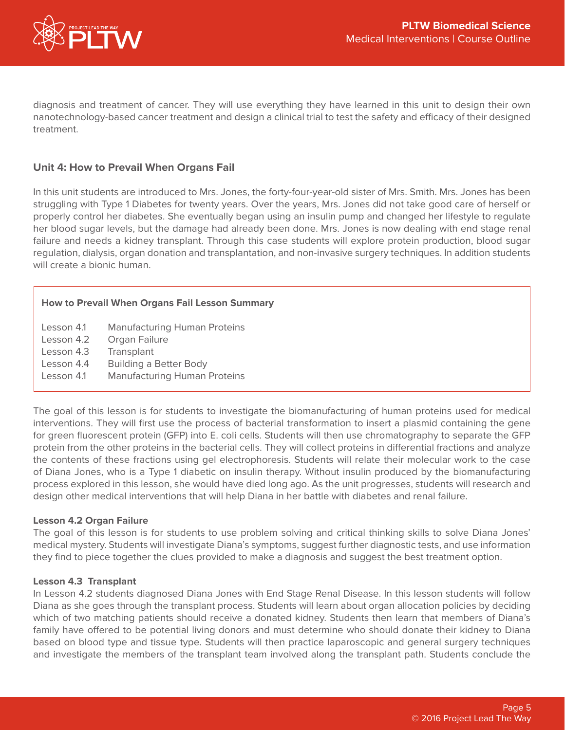diagnosis and treatment of cancer. They will use everything they have learned in this unit to design their own nanotechnology-based cancer treatment and design a clinical trial to test the safety and efficacy of their designed treatment.

### Unit 4: How to Prevail When Organs Fail

In this unit students are introduced to Mrs. Jones, the forty-four-year-old sister of Mrs. Smith. Mrs. Jones has been struggling with Type 1 Diabetes for twenty years. Over the years, Mrs. Jones did not take good care of herself or properly control her diabetes. She eventually began using an insulin pump and changed her lifestyle to regulate her blood sugar levels, but the damage had already been done. Mrs. Jones is now dealing with end stage renal failure and needs a kidney transplant. Through this case students will explore protein production, blood sugar regulation, dialysis, organ donation and transplantation, and non-invasive surgery techniques. In addition students will create a bionic human.

**How to Prevail When Organs Fail Lesson Summary**

| | |
|---|---|
| Lesson 4.1 | Manufacturing Human Proteins |
| Lesson 4.2 | Organ Failure |
| Lesson 4.3 | Transplant |
| Lesson 4.4 | Building a Better Body |

**Lesson 4.1 Manufacturing Human Proteins**

The goal of this lesson is for students to investigate the biomanufacturing of human proteins used for medical interventions. They will first use the process of bacterial transformation to insert a plasmid containing the gene for green fluorescent protein (GFP) into E. coli cells. Students will then use chromatography to separate the GFP protein from the other proteins in the bacterial cells. They will collect proteins in differential fractions and analyze the contents of these fractions using gel electrophoresis. Students will relate their molecular work to the case of Diana Jones, who is a Type 1 diabetic on insulin therapy. Without insulin produced by the biomanufacturing process explored in this lesson, she would have died long ago. As the unit progresses, students will research and design other medical interventions that will help Diana in her battle with diabetes and renal failure.

**Lesson 4.2 Organ Failure**

The goal of this lesson is for students to use problem solving and critical thinking skills to solve Diana Jones' medical mystery. Students will investigate Diana's symptoms, suggest further diagnostic tests, and use information they find to piece together the clues provided to make a diagnosis and suggest the best treatment option.

**Lesson 4.3 Transplant**

In Lesson 4.2 students diagnosed Diana Jones with End Stage Renal Disease. In this lesson students will follow Diana as she goes through the transplant process. Students will learn about organ allocation policies by deciding which of two matching patients should receive a donated kidney. Students then learn that members of Diana's family have offered to be potential living donors and must determine who should donate their kidney to Diana based on blood type and tissue type. Students will then practice laparoscopic and general surgery techniques and investigate the members of the transplant team involved along the transplant path. Students conclude the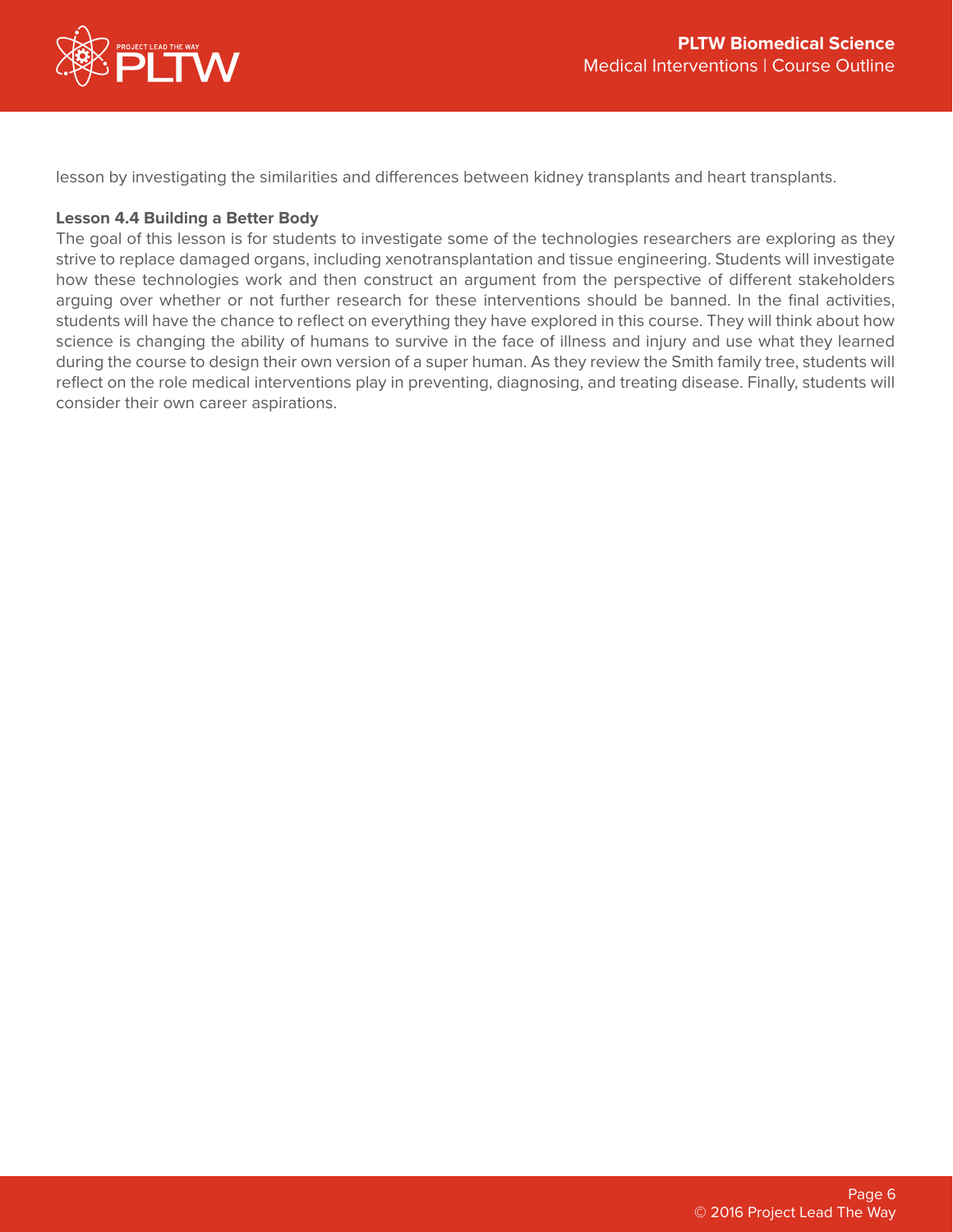lesson by investigating the similarities and differences between kidney transplants and heart transplants.

**Lesson 4.4 Building a Better Body**

The goal of this lesson is for students to investigate some of the technologies researchers are exploring as they strive to replace damaged organs, including xenotransplantation and tissue engineering. Students will investigate how these technologies work and then construct an argument from the perspective of different stakeholders arguing over whether or not further research for these interventions should be banned. In the final activities, students will have the chance to reflect on everything they have explored in this course. They will think about how science is changing the ability of humans to survive in the face of illness and injury and use what they learned during the course to design their own version of a super human. As they review the Smith family tree, students will reflect on the role medical interventions play in preventing, diagnosing, and treating disease. Finally, students will consider their own career aspirations.